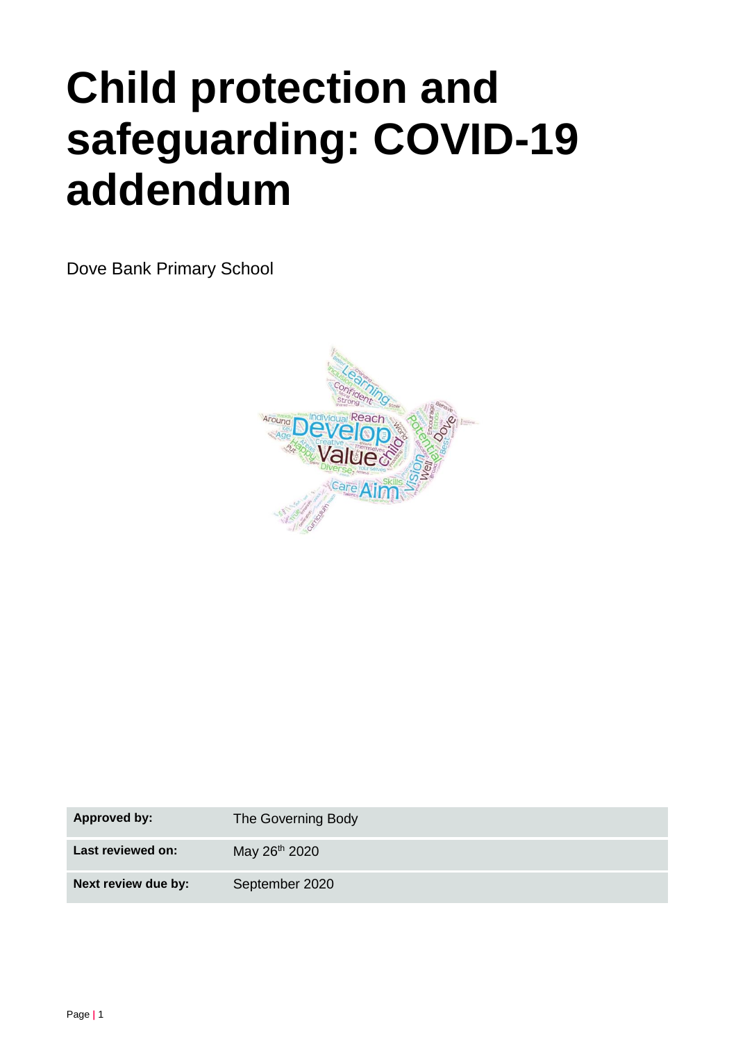# Child protection and safeguarding: COVID-19 addendum

Dove Bank Primary School

| | |
|---|---|
| **Approved by:** | The Governing Body |
| **Last reviewed on:** | May 26th 2020 |
| **Next review due by:** | September 2020 |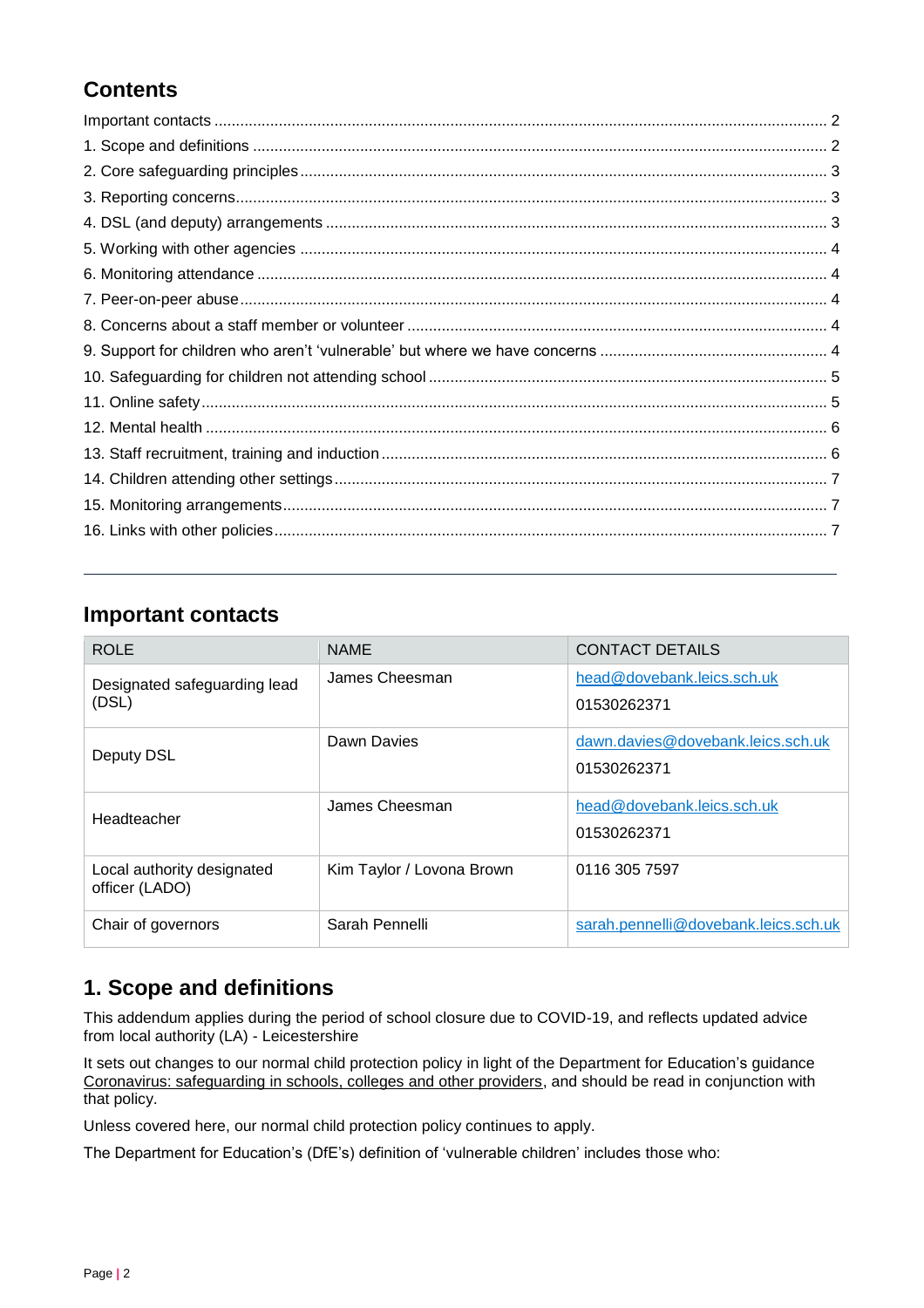## Contents

Important contacts ........................................................................................................................................ 2
1. Scope and definitions ................................................................................................................................ 2
2. Core safeguarding principles ..................................................................................................................... 3
3. Reporting concerns.................................................................................................................................... 3
4. DSL (and deputy) arrangements ............................................................................................................... 3
5. Working with other agencies ..................................................................................................................... 4
6. Monitoring attendance ............................................................................................................................... 4
7. Peer-on-peer abuse................................................................................................................................... 4
8. Concerns about a staff member or volunteer ............................................................................................ 4
9. Support for children who aren't 'vulnerable' but where we have concerns ................................................ 4
10. Safeguarding for children not attending school ....................................................................................... 5
11. Online safety............................................................................................................................................ 5
12. Mental health .......................................................................................................................................... 6
13. Staff recruitment, training and induction .................................................................................................. 6
14. Children attending other settings............................................................................................................. 7
15. Monitoring arrangements......................................................................................................................... 7
16. Links with other policies........................................................................................................................... 7

## Important contacts

| ROLE | NAME | CONTACT DETAILS |
|---|---|---|
| Designated safeguarding lead (DSL) | James Cheesman | head@dovebank.leics.sch.uk<br>01530262371 |
| Deputy DSL | Dawn Davies | dawn.davies@dovebank.leics.sch.uk<br>01530262371 |
| Headteacher | James Cheesman | head@dovebank.leics.sch.uk<br>01530262371 |
| Local authority designated officer (LADO) | Kim Taylor / Lovona Brown | 0116 305 7597 |
| Chair of governors | Sarah Pennelli | sarah.pennelli@dovebank.leics.sch.uk |

## 1. Scope and definitions

This addendum applies during the period of school closure due to COVID-19, and reflects updated advice from local authority (LA) - Leicestershire

It sets out changes to our normal child protection policy in light of the Department for Education's guidance Coronavirus: safeguarding in schools, colleges and other providers, and should be read in conjunction with that policy.

Unless covered here, our normal child protection policy continues to apply.

The Department for Education's (DfE's) definition of 'vulnerable children' includes those who: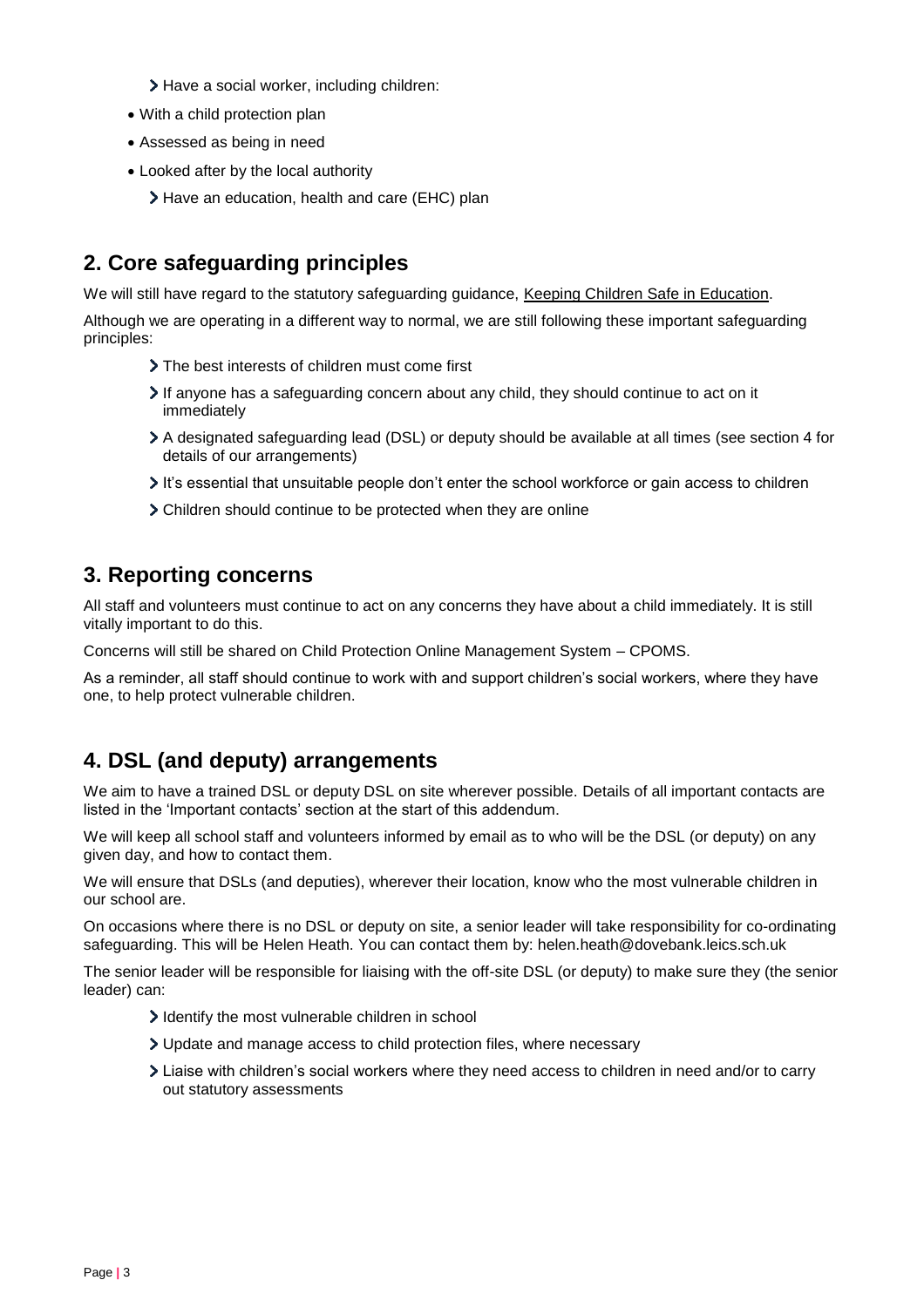- Have a social worker, including children:
  - With a child protection plan
  - Assessed as being in need
  - Looked after by the local authority
- Have an education, health and care (EHC) plan

## 2. Core safeguarding principles

We will still have regard to the statutory safeguarding guidance, Keeping Children Safe in Education.

Although we are operating in a different way to normal, we are still following these important safeguarding principles:

- The best interests of children must come first
- If anyone has a safeguarding concern about any child, they should continue to act on it immediately
- A designated safeguarding lead (DSL) or deputy should be available at all times (see section 4 for details of our arrangements)
- It's essential that unsuitable people don't enter the school workforce or gain access to children
- Children should continue to be protected when they are online

## 3. Reporting concerns

All staff and volunteers must continue to act on any concerns they have about a child immediately. It is still vitally important to do this.

Concerns will still be shared on Child Protection Online Management System – CPOMS.

As a reminder, all staff should continue to work with and support children's social workers, where they have one, to help protect vulnerable children.

## 4. DSL (and deputy) arrangements

We aim to have a trained DSL or deputy DSL on site wherever possible. Details of all important contacts are listed in the 'Important contacts' section at the start of this addendum.

We will keep all school staff and volunteers informed by email as to who will be the DSL (or deputy) on any given day, and how to contact them.

We will ensure that DSLs (and deputies), wherever their location, know who the most vulnerable children in our school are.

On occasions where there is no DSL or deputy on site, a senior leader will take responsibility for co-ordinating safeguarding. This will be Helen Heath. You can contact them by: helen.heath@dovebank.leics.sch.uk

The senior leader will be responsible for liaising with the off-site DSL (or deputy) to make sure they (the senior leader) can:

- Identify the most vulnerable children in school
- Update and manage access to child protection files, where necessary
- Liaise with children's social workers where they need access to children in need and/or to carry out statutory assessments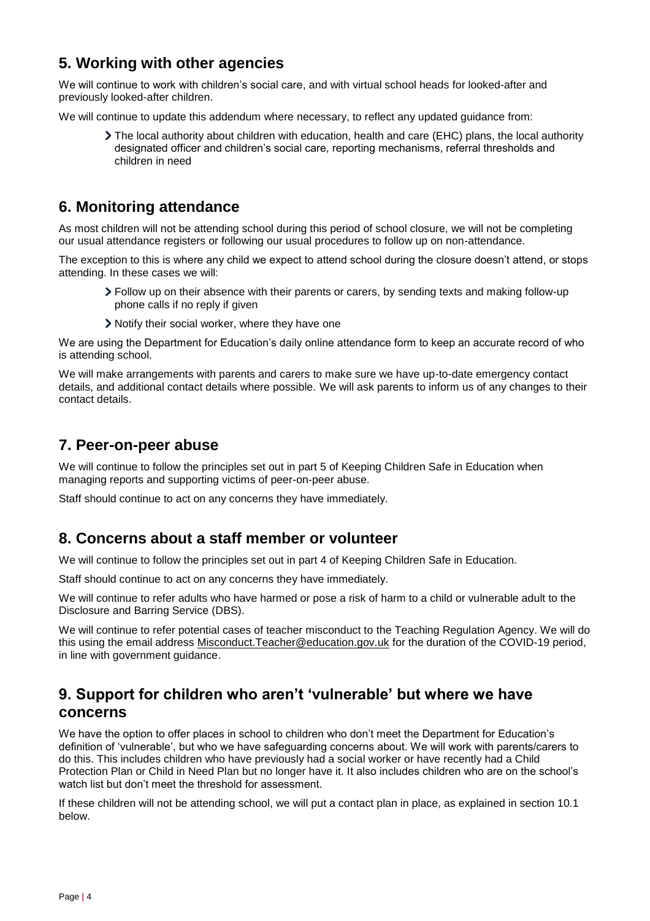## 5. Working with other agencies

We will continue to work with children's social care, and with virtual school heads for looked-after and previously looked-after children.

We will continue to update this addendum where necessary, to reflect any updated guidance from:

- The local authority about children with education, health and care (EHC) plans, the local authority designated officer and children's social care, reporting mechanisms, referral thresholds and children in need

## 6. Monitoring attendance

As most children will not be attending school during this period of school closure, we will not be completing our usual attendance registers or following our usual procedures to follow up on non-attendance.

The exception to this is where any child we expect to attend school during the closure doesn't attend, or stops attending. In these cases we will:

- Follow up on their absence with their parents or carers, by sending texts and making follow-up phone calls if no reply if given
- Notify their social worker, where they have one

We are using the Department for Education's daily online attendance form to keep an accurate record of who is attending school.

We will make arrangements with parents and carers to make sure we have up-to-date emergency contact details, and additional contact details where possible. We will ask parents to inform us of any changes to their contact details.

## 7. Peer-on-peer abuse

We will continue to follow the principles set out in part 5 of Keeping Children Safe in Education when managing reports and supporting victims of peer-on-peer abuse.

Staff should continue to act on any concerns they have immediately.

## 8. Concerns about a staff member or volunteer

We will continue to follow the principles set out in part 4 of Keeping Children Safe in Education.

Staff should continue to act on any concerns they have immediately.

We will continue to refer adults who have harmed or pose a risk of harm to a child or vulnerable adult to the Disclosure and Barring Service (DBS).

We will continue to refer potential cases of teacher misconduct to the Teaching Regulation Agency. We will do this using the email address Misconduct.Teacher@education.gov.uk for the duration of the COVID-19 period, in line with government guidance.

## 9. Support for children who aren't 'vulnerable' but where we have concerns

We have the option to offer places in school to children who don't meet the Department for Education's definition of 'vulnerable', but who we have safeguarding concerns about. We will work with parents/carers to do this. This includes children who have previously had a social worker or have recently had a Child Protection Plan or Child in Need Plan but no longer have it. It also includes children who are on the school's watch list but don't meet the threshold for assessment.

If these children will not be attending school, we will put a contact plan in place, as explained in section 10.1 below.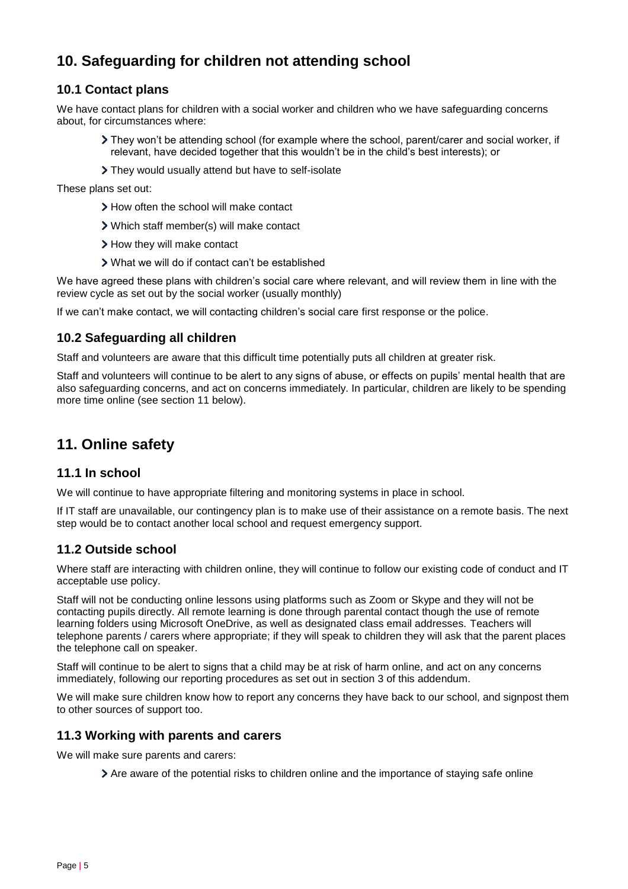## 10. Safeguarding for children not attending school

### 10.1 Contact plans

We have contact plans for children with a social worker and children who we have safeguarding concerns about, for circumstances where:

- They won't be attending school (for example where the school, parent/carer and social worker, if relevant, have decided together that this wouldn't be in the child's best interests); or
- They would usually attend but have to self-isolate

These plans set out:

- How often the school will make contact
- Which staff member(s) will make contact
- How they will make contact
- What we will do if contact can't be established

We have agreed these plans with children's social care where relevant, and will review them in line with the review cycle as set out by the social worker (usually monthly)

If we can't make contact, we will contacting children's social care first response or the police.

### 10.2 Safeguarding all children

Staff and volunteers are aware that this difficult time potentially puts all children at greater risk.

Staff and volunteers will continue to be alert to any signs of abuse, or effects on pupils' mental health that are also safeguarding concerns, and act on concerns immediately. In particular, children are likely to be spending more time online (see section 11 below).

## 11. Online safety

### 11.1 In school

We will continue to have appropriate filtering and monitoring systems in place in school.

If IT staff are unavailable, our contingency plan is to make use of their assistance on a remote basis. The next step would be to contact another local school and request emergency support.

### 11.2 Outside school

Where staff are interacting with children online, they will continue to follow our existing code of conduct and IT acceptable use policy.

Staff will not be conducting online lessons using platforms such as Zoom or Skype and they will not be contacting pupils directly. All remote learning is done through parental contact though the use of remote learning folders using Microsoft OneDrive, as well as designated class email addresses. Teachers will telephone parents / carers where appropriate; if they will speak to children they will ask that the parent places the telephone call on speaker.

Staff will continue to be alert to signs that a child may be at risk of harm online, and act on any concerns immediately, following our reporting procedures as set out in section 3 of this addendum.

We will make sure children know how to report any concerns they have back to our school, and signpost them to other sources of support too.

### 11.3 Working with parents and carers

We will make sure parents and carers:

- Are aware of the potential risks to children online and the importance of staying safe online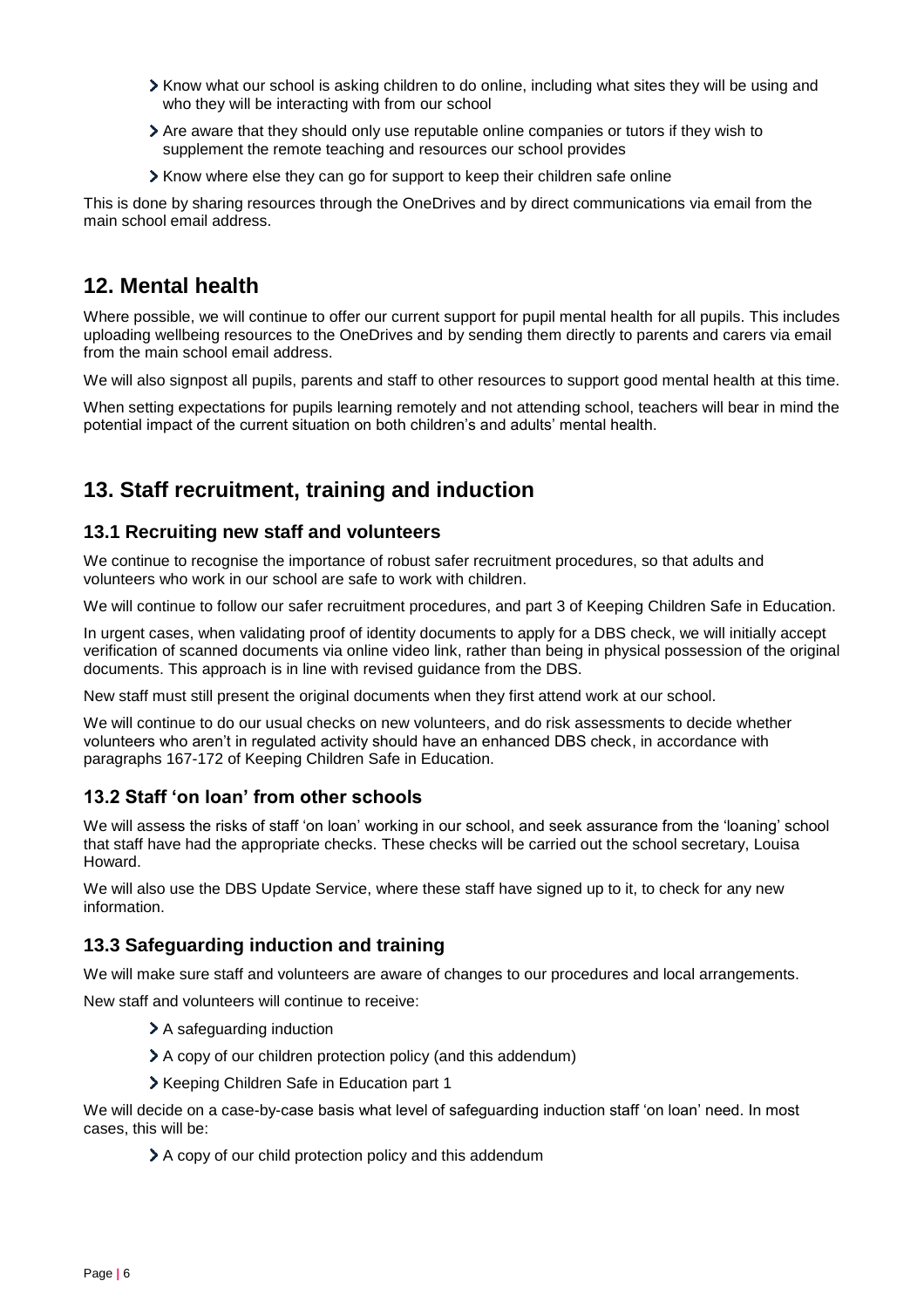- Know what our school is asking children to do online, including what sites they will be using and who they will be interacting with from our school
- Are aware that they should only use reputable online companies or tutors if they wish to supplement the remote teaching and resources our school provides
- Know where else they can go for support to keep their children safe online

This is done by sharing resources through the OneDrives and by direct communications via email from the main school email address.

## 12. Mental health

Where possible, we will continue to offer our current support for pupil mental health for all pupils. This includes uploading wellbeing resources to the OneDrives and by sending them directly to parents and carers via email from the main school email address.

We will also signpost all pupils, parents and staff to other resources to support good mental health at this time.

When setting expectations for pupils learning remotely and not attending school, teachers will bear in mind the potential impact of the current situation on both children's and adults' mental health.

## 13. Staff recruitment, training and induction

### 13.1 Recruiting new staff and volunteers

We continue to recognise the importance of robust safer recruitment procedures, so that adults and volunteers who work in our school are safe to work with children.

We will continue to follow our safer recruitment procedures, and part 3 of Keeping Children Safe in Education.

In urgent cases, when validating proof of identity documents to apply for a DBS check, we will initially accept verification of scanned documents via online video link, rather than being in physical possession of the original documents. This approach is in line with revised guidance from the DBS.

New staff must still present the original documents when they first attend work at our school.

We will continue to do our usual checks on new volunteers, and do risk assessments to decide whether volunteers who aren't in regulated activity should have an enhanced DBS check, in accordance with paragraphs 167-172 of Keeping Children Safe in Education.

### 13.2 Staff 'on loan' from other schools

We will assess the risks of staff 'on loan' working in our school, and seek assurance from the 'loaning' school that staff have had the appropriate checks. These checks will be carried out the school secretary, Louisa Howard.

We will also use the DBS Update Service, where these staff have signed up to it, to check for any new information.

### 13.3 Safeguarding induction and training

We will make sure staff and volunteers are aware of changes to our procedures and local arrangements.

New staff and volunteers will continue to receive:

- A safeguarding induction
- A copy of our children protection policy (and this addendum)
- Keeping Children Safe in Education part 1

We will decide on a case-by-case basis what level of safeguarding induction staff 'on loan' need. In most cases, this will be:

- A copy of our child protection policy and this addendum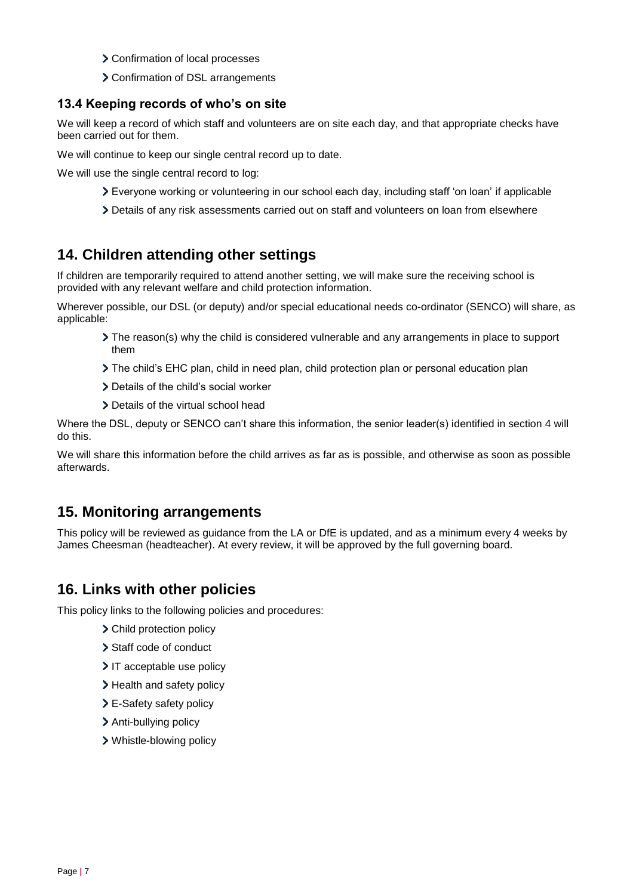- Confirmation of local processes
- Confirmation of DSL arrangements

### 13.4 Keeping records of who's on site

We will keep a record of which staff and volunteers are on site each day, and that appropriate checks have been carried out for them.

We will continue to keep our single central record up to date.

We will use the single central record to log:

- Everyone working or volunteering in our school each day, including staff 'on loan' if applicable
- Details of any risk assessments carried out on staff and volunteers on loan from elsewhere

## 14. Children attending other settings

If children are temporarily required to attend another setting, we will make sure the receiving school is provided with any relevant welfare and child protection information.

Wherever possible, our DSL (or deputy) and/or special educational needs co-ordinator (SENCO) will share, as applicable:

- The reason(s) why the child is considered vulnerable and any arrangements in place to support them
- The child's EHC plan, child in need plan, child protection plan or personal education plan
- Details of the child's social worker
- Details of the virtual school head

Where the DSL, deputy or SENCO can't share this information, the senior leader(s) identified in section 4 will do this.

We will share this information before the child arrives as far as is possible, and otherwise as soon as possible afterwards.

## 15. Monitoring arrangements

This policy will be reviewed as guidance from the LA or DfE is updated, and as a minimum every 4 weeks by James Cheesman (headteacher). At every review, it will be approved by the full governing board.

## 16. Links with other policies

This policy links to the following policies and procedures:

- Child protection policy
- Staff code of conduct
- IT acceptable use policy
- Health and safety policy
- E-Safety safety policy
- Anti-bullying policy
- Whistle-blowing policy